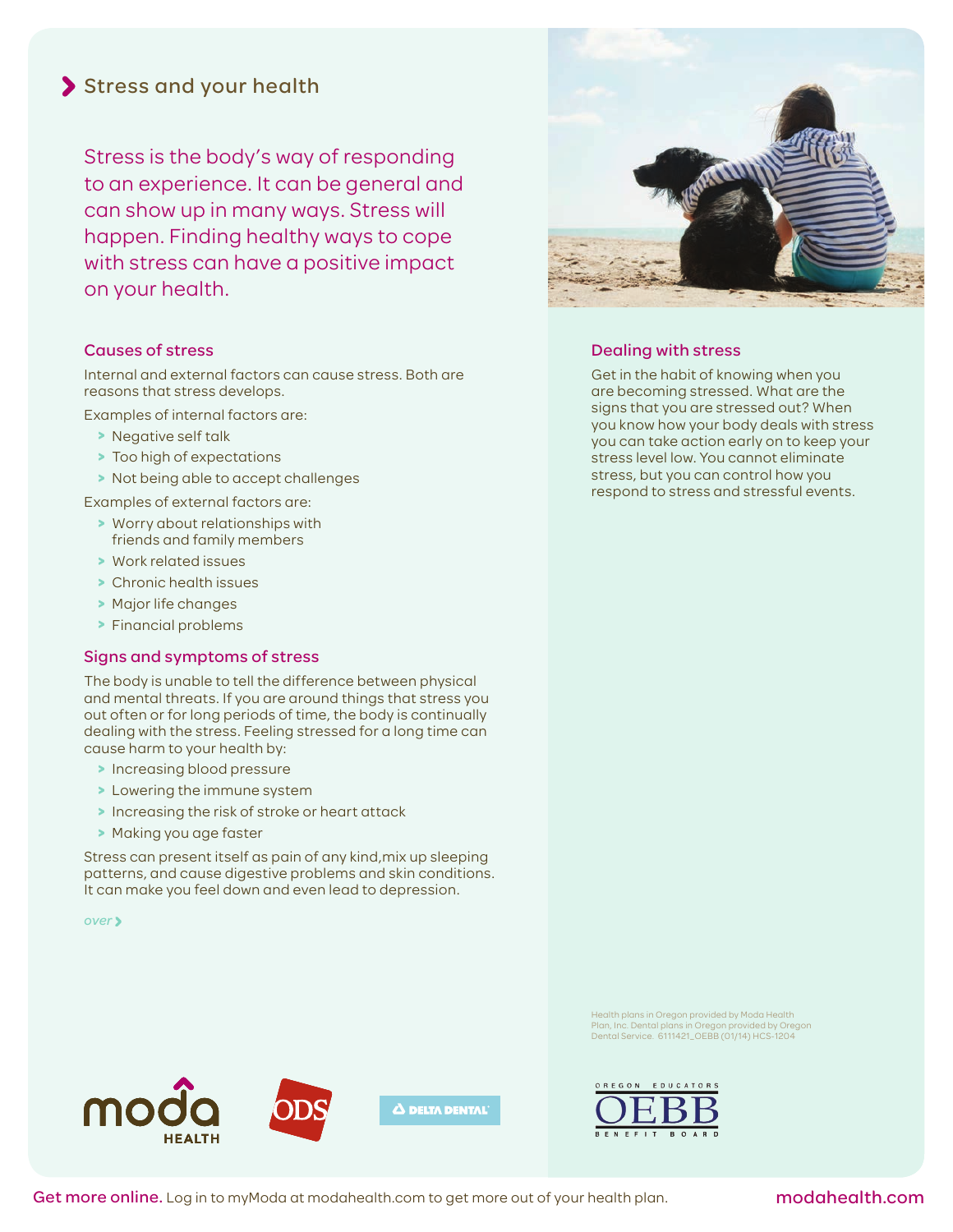# Stress and your health

Stress is the body's way of responding to an experience. It can be general and can show up in many ways. Stress will happen. Finding healthy ways to cope with stress can have a positive impact on your health.

## Causes of stress

Internal and external factors can cause stress. Both are reasons that stress develops.

Examples of internal factors are:

- Negative self talk
- Too high of expectations
- Not being able to accept challenges

Examples of external factors are:

- Worry about relationships with friends and family members
- Work related issues
- Chronic health issues
- Major life changes
- Financial problems

## Signs and symptoms of stress

The body is unable to tell the difference between physical and mental threats. If you are around things that stress you out often or for long periods of time, the body is continually dealing with the stress. Feeling stressed for a long time can cause harm to your health by:

- Increasing blood pressure
- Lowering the immune system
- Increasing the risk of stroke or heart attack
- Making you age faster

Stress can present itself as pain of any kind,mix up sleeping patterns, and cause digestive problems and skin conditions. It can make you feel down and even lead to depression.

*over*

## Dealing with stress

Get in the habit of knowing when you are becoming stressed. What are the signs that you are stressed out? When you know how your body deals with stress you can take action early on to keep your stress level low. You cannot eliminate stress, but you can control how you respond to stress and stressful events.

Health plans in Oregon provided by Moda Health Plan, Inc. Dental plans in Oregon provided by Oregon Dental Service. 6111421_OEBB (01/14) HCS-1204

**Get more online.** Log in to myModa at modahealth.com to get more out of your health plan.

modahealth.com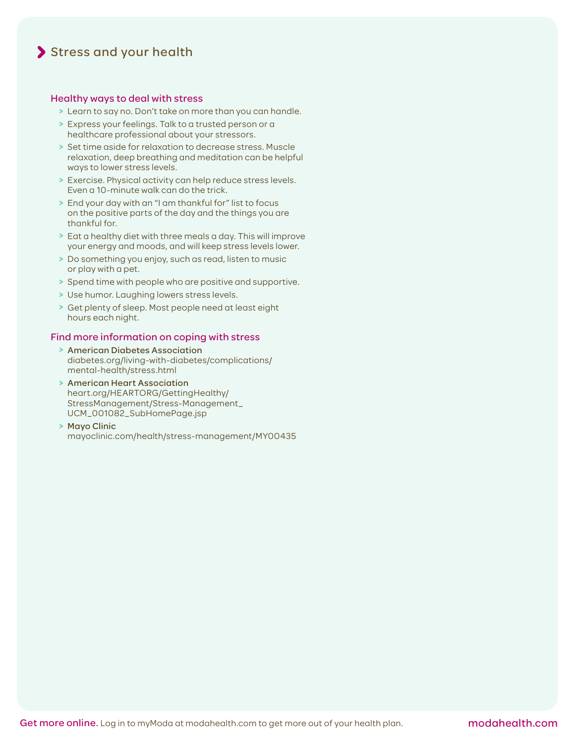## Stress and your health

### Healthy ways to deal with stress

- Learn to say no. Don't take on more than you can handle.
- Express your feelings. Talk to a trusted person or a healthcare professional about your stressors.
- Set time aside for relaxation to decrease stress. Muscle relaxation, deep breathing and meditation can be helpful ways to lower stress levels.
- Exercise. Physical activity can help reduce stress levels. Even a 10-minute walk can do the trick.
- End your day with an "I am thankful for" list to focus on the positive parts of the day and the things you are thankful for.
- Eat a healthy diet with three meals a day. This will improve your energy and moods, and will keep stress levels lower.
- Do something you enjoy, such as read, listen to music or play with a pet.
- Spend time with people who are positive and supportive.
- Use humor. Laughing lowers stress levels.
- Get plenty of sleep. Most people need at least eight hours each night.

### Find more information on coping with stress

- **American Diabetes Association**
  diabetes.org/living-with-diabetes/complications/mental-health/stress.html
- **American Heart Association**
  heart.org/HEARTORG/GettingHealthy/StressManagement/Stress-Management_UCM_001082_SubHomePage.jsp
- **Mayo Clinic**
  mayoclinic.com/health/stress-management/MY00435

**Get more online.** Log in to myModa at modahealth.com to get more out of your health plan.

modahealth.com